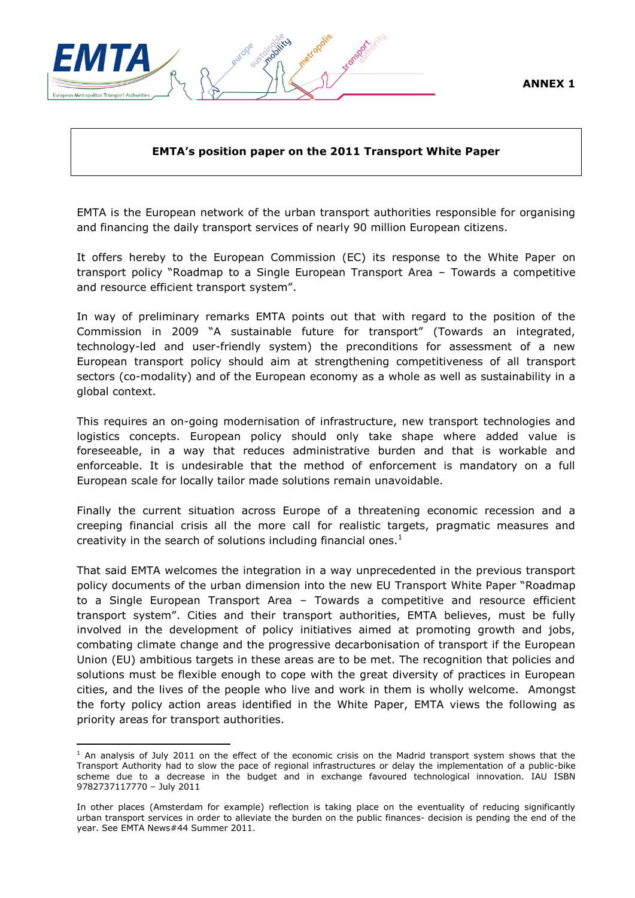ANNEX 1

**EMTA's position paper on the 2011 Transport White Paper**

EMTA is the European network of the urban transport authorities responsible for organising and financing the daily transport services of nearly 90 million European citizens.

It offers hereby to the European Commission (EC) its response to the White Paper on transport policy "Roadmap to a Single European Transport Area – Towards a competitive and resource efficient transport system".

In way of preliminary remarks EMTA points out that with regard to the position of the Commission in 2009 "A sustainable future for transport" (Towards an integrated, technology-led and user-friendly system) the preconditions for assessment of a new European transport policy should aim at strengthening competitiveness of all transport sectors (co-modality) and of the European economy as a whole as well as sustainability in a global context.

This requires an on-going modernisation of infrastructure, new transport technologies and logistics concepts. European policy should only take shape where added value is foreseeable, in a way that reduces administrative burden and that is workable and enforceable. It is undesirable that the method of enforcement is mandatory on a full European scale for locally tailor made solutions remain unavoidable.

Finally the current situation across Europe of a threatening economic recession and a creeping financial crisis all the more call for realistic targets, pragmatic measures and creativity in the search of solutions including financial ones.[1]

That said EMTA welcomes the integration in a way unprecedented in the previous transport policy documents of the urban dimension into the new EU Transport White Paper "Roadmap to a Single European Transport Area – Towards a competitive and resource efficient transport system". Cities and their transport authorities, EMTA believes, must be fully involved in the development of policy initiatives aimed at promoting growth and jobs, combating climate change and the progressive decarbonisation of transport if the European Union (EU) ambitious targets in these areas are to be met. The recognition that policies and solutions must be flexible enough to cope with the great diversity of practices in European cities, and the lives of the people who live and work in them is wholly welcome. Amongst the forty policy action areas identified in the White Paper, EMTA views the following as priority areas for transport authorities.

---

[1] An analysis of July 2011 on the effect of the economic crisis on the Madrid transport system shows that the Transport Authority had to slow the pace of regional infrastructures or delay the implementation of a public-bike scheme due to a decrease in the budget and in exchange favoured technological innovation. IAU ISBN 9782737117770 – July 2011

In other places (Amsterdam for example) reflection is taking place on the eventuality of reducing significantly urban transport services in order to alleviate the burden on the public finances- decision is pending the end of the year. See EMTA News#44 Summer 2011.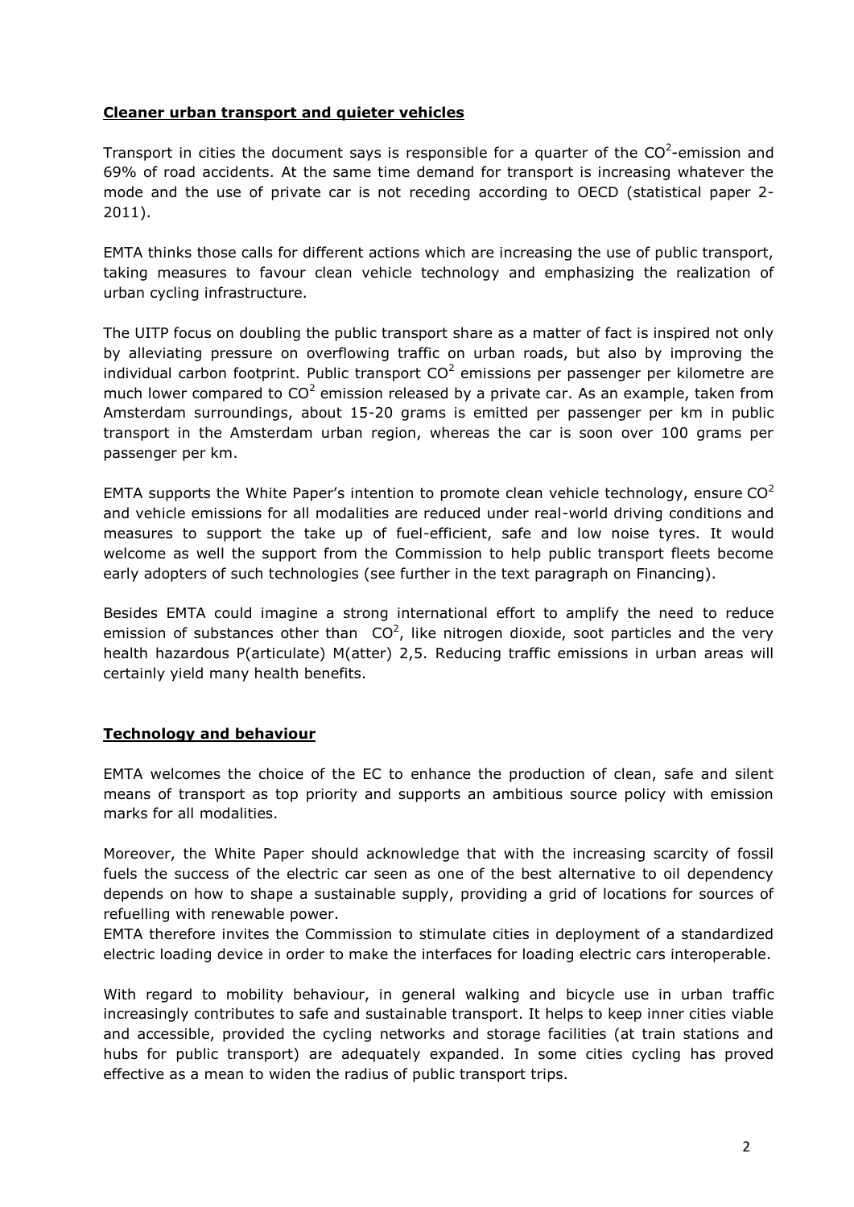**Cleaner urban transport and quieter vehicles**

Transport in cities the document says is responsible for a quarter of the $CO^2$-emission and 69% of road accidents. At the same time demand for transport is increasing whatever the mode and the use of private car is not receding according to OECD (statistical paper 2-2011).

EMTA thinks those calls for different actions which are increasing the use of public transport, taking measures to favour clean vehicle technology and emphasizing the realization of urban cycling infrastructure.

The UITP focus on doubling the public transport share as a matter of fact is inspired not only by alleviating pressure on overflowing traffic on urban roads, but also by improving the individual carbon footprint. Public transport $CO^2$ emissions per passenger per kilometre are much lower compared to $CO^2$ emission released by a private car. As an example, taken from Amsterdam surroundings, about 15-20 grams is emitted per passenger per km in public transport in the Amsterdam urban region, whereas the car is soon over 100 grams per passenger per km.

EMTA supports the White Paper's intention to promote clean vehicle technology, ensure $CO^2$ and vehicle emissions for all modalities are reduced under real-world driving conditions and measures to support the take up of fuel-efficient, safe and low noise tyres. It would welcome as well the support from the Commission to help public transport fleets become early adopters of such technologies (see further in the text paragraph on Financing).

Besides EMTA could imagine a strong international effort to amplify the need to reduce emission of substances other than $CO^2$, like nitrogen dioxide, soot particles and the very health hazardous P(articulate) M(atter) 2,5. Reducing traffic emissions in urban areas will certainly yield many health benefits.

**Technology and behaviour**

EMTA welcomes the choice of the EC to enhance the production of clean, safe and silent means of transport as top priority and supports an ambitious source policy with emission marks for all modalities.

Moreover, the White Paper should acknowledge that with the increasing scarcity of fossil fuels the success of the electric car seen as one of the best alternative to oil dependency depends on how to shape a sustainable supply, providing a grid of locations for sources of refuelling with renewable power.
EMTA therefore invites the Commission to stimulate cities in deployment of a standardized electric loading device in order to make the interfaces for loading electric cars interoperable.

With regard to mobility behaviour, in general walking and bicycle use in urban traffic increasingly contributes to safe and sustainable transport. It helps to keep inner cities viable and accessible, provided the cycling networks and storage facilities (at train stations and hubs for public transport) are adequately expanded. In some cities cycling has proved effective as a mean to widen the radius of public transport trips.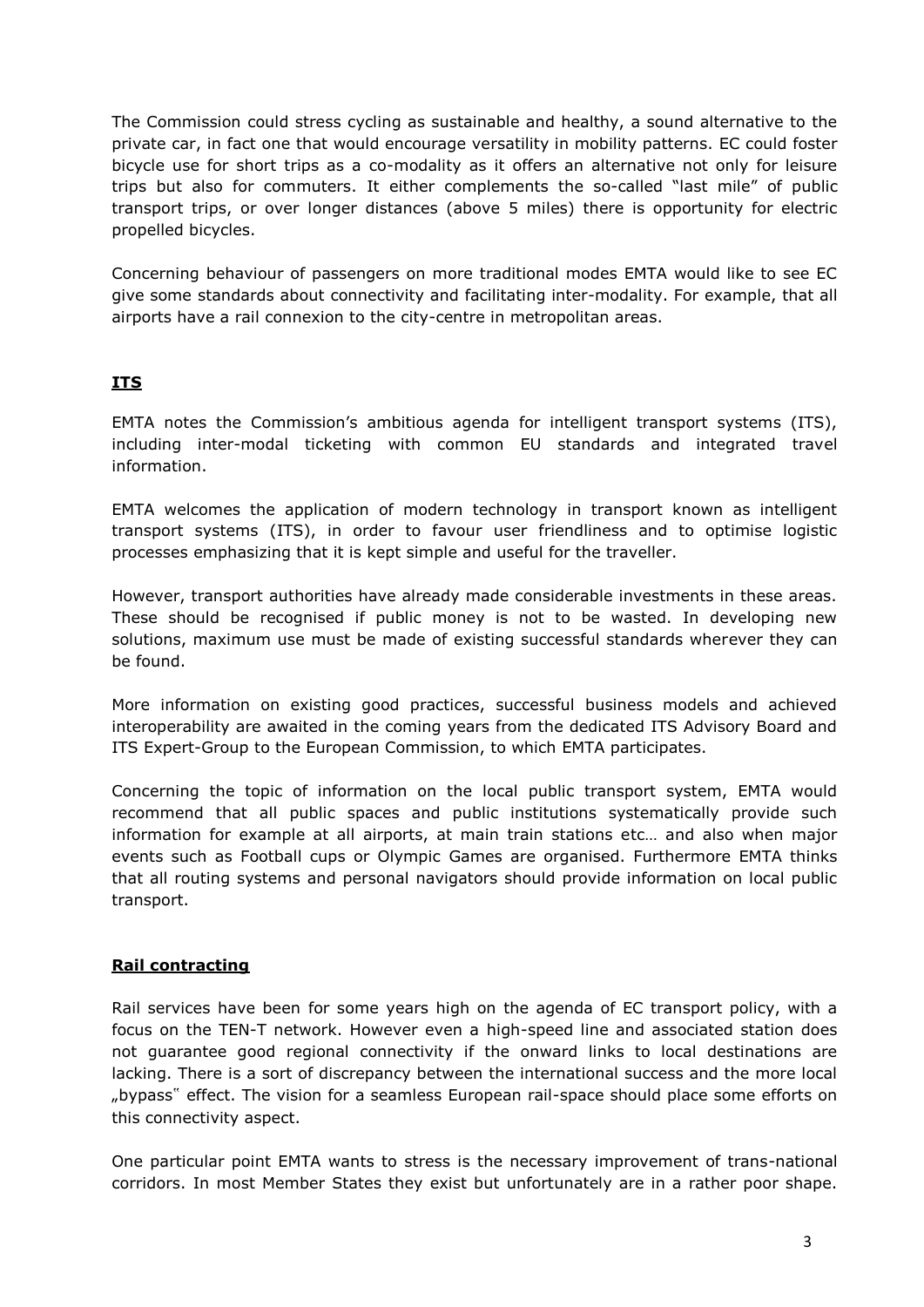The Commission could stress cycling as sustainable and healthy, a sound alternative to the private car, in fact one that would encourage versatility in mobility patterns. EC could foster bicycle use for short trips as a co-modality as it offers an alternative not only for leisure trips but also for commuters. It either complements the so-called "last mile" of public transport trips, or over longer distances (above 5 miles) there is opportunity for electric propelled bicycles.

Concerning behaviour of passengers on more traditional modes EMTA would like to see EC give some standards about connectivity and facilitating inter-modality. For example, that all airports have a rail connexion to the city-centre in metropolitan areas.

## ITS

EMTA notes the Commission's ambitious agenda for intelligent transport systems (ITS), including inter-modal ticketing with common EU standards and integrated travel information.

EMTA welcomes the application of modern technology in transport known as intelligent transport systems (ITS), in order to favour user friendliness and to optimise logistic processes emphasizing that it is kept simple and useful for the traveller.

However, transport authorities have already made considerable investments in these areas. These should be recognised if public money is not to be wasted. In developing new solutions, maximum use must be made of existing successful standards wherever they can be found.

More information on existing good practices, successful business models and achieved interoperability are awaited in the coming years from the dedicated ITS Advisory Board and ITS Expert-Group to the European Commission, to which EMTA participates.

Concerning the topic of information on the local public transport system, EMTA would recommend that all public spaces and public institutions systematically provide such information for example at all airports, at main train stations etc… and also when major events such as Football cups or Olympic Games are organised. Furthermore EMTA thinks that all routing systems and personal navigators should provide information on local public transport.

## Rail contracting

Rail services have been for some years high on the agenda of EC transport policy, with a focus on the TEN-T network. However even a high-speed line and associated station does not guarantee good regional connectivity if the onward links to local destinations are lacking. There is a sort of discrepancy between the international success and the more local „bypass" effect. The vision for a seamless European rail-space should place some efforts on this connectivity aspect.

One particular point EMTA wants to stress is the necessary improvement of trans-national corridors. In most Member States they exist but unfortunately are in a rather poor shape.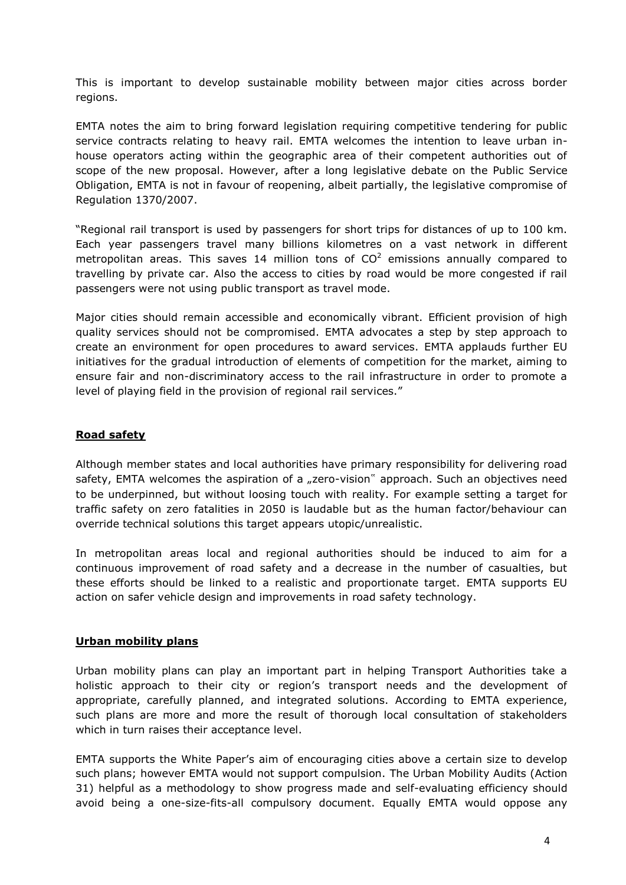This is important to develop sustainable mobility between major cities across border regions.

EMTA notes the aim to bring forward legislation requiring competitive tendering for public service contracts relating to heavy rail. EMTA welcomes the intention to leave urban in-house operators acting within the geographic area of their competent authorities out of scope of the new proposal. However, after a long legislative debate on the Public Service Obligation, EMTA is not in favour of reopening, albeit partially, the legislative compromise of Regulation 1370/2007.

"Regional rail transport is used by passengers for short trips for distances of up to 100 km. Each year passengers travel many billions kilometres on a vast network in different metropolitan areas. This saves 14 million tons of $CO^2$ emissions annually compared to travelling by private car. Also the access to cities by road would be more congested if rail passengers were not using public transport as travel mode.

Major cities should remain accessible and economically vibrant. Efficient provision of high quality services should not be compromised. EMTA advocates a step by step approach to create an environment for open procedures to award services. EMTA applauds further EU initiatives for the gradual introduction of elements of competition for the market, aiming to ensure fair and non-discriminatory access to the rail infrastructure in order to promote a level of playing field in the provision of regional rail services."

## Road safety

Although member states and local authorities have primary responsibility for delivering road safety, EMTA welcomes the aspiration of a „zero-vision" approach. Such an objectives need to be underpinned, but without loosing touch with reality. For example setting a target for traffic safety on zero fatalities in 2050 is laudable but as the human factor/behaviour can override technical solutions this target appears utopic/unrealistic.

In metropolitan areas local and regional authorities should be induced to aim for a continuous improvement of road safety and a decrease in the number of casualties, but these efforts should be linked to a realistic and proportionate target. EMTA supports EU action on safer vehicle design and improvements in road safety technology.

## Urban mobility plans

Urban mobility plans can play an important part in helping Transport Authorities take a holistic approach to their city or region's transport needs and the development of appropriate, carefully planned, and integrated solutions. According to EMTA experience, such plans are more and more the result of thorough local consultation of stakeholders which in turn raises their acceptance level.

EMTA supports the White Paper's aim of encouraging cities above a certain size to develop such plans; however EMTA would not support compulsion. The Urban Mobility Audits (Action 31) helpful as a methodology to show progress made and self-evaluating efficiency should avoid being a one-size-fits-all compulsory document. Equally EMTA would oppose any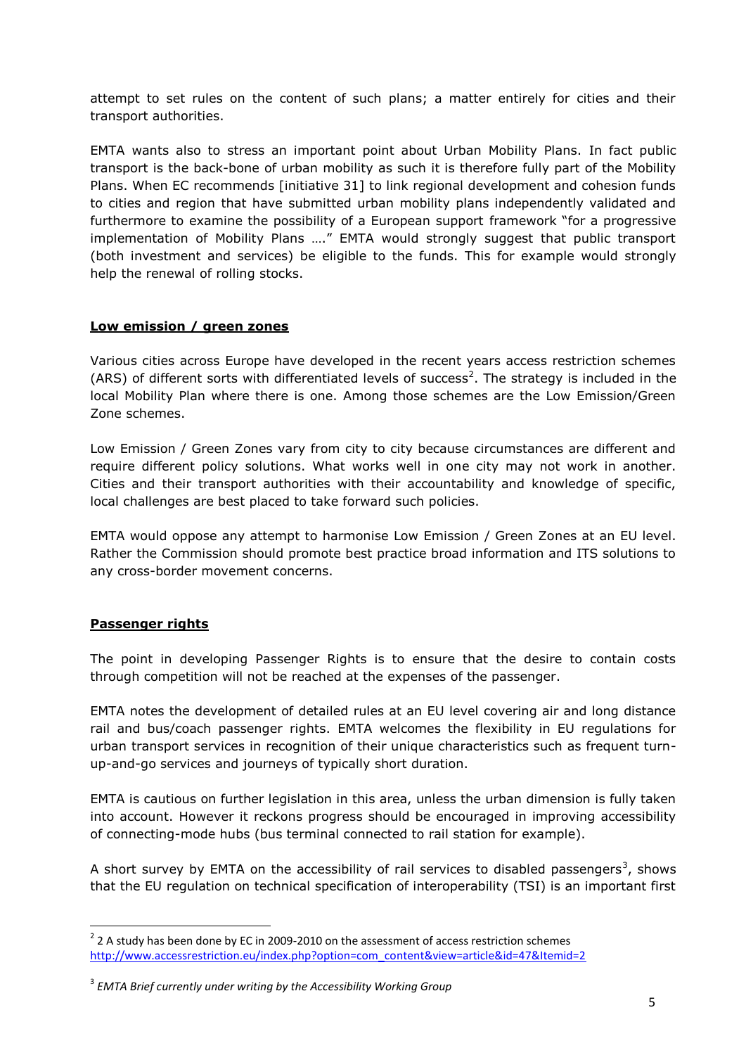attempt to set rules on the content of such plans; a matter entirely for cities and their transport authorities.

EMTA wants also to stress an important point about Urban Mobility Plans. In fact public transport is the back-bone of urban mobility as such it is therefore fully part of the Mobility Plans. When EC recommends [initiative 31] to link regional development and cohesion funds to cities and region that have submitted urban mobility plans independently validated and furthermore to examine the possibility of a European support framework "for a progressive implementation of Mobility Plans …." EMTA would strongly suggest that public transport (both investment and services) be eligible to the funds. This for example would strongly help the renewal of rolling stocks.

**Low emission / green zones**

Various cities across Europe have developed in the recent years access restriction schemes (ARS) of different sorts with differentiated levels of success[2]. The strategy is included in the local Mobility Plan where there is one. Among those schemes are the Low Emission/Green Zone schemes.

Low Emission / Green Zones vary from city to city because circumstances are different and require different policy solutions. What works well in one city may not work in another. Cities and their transport authorities with their accountability and knowledge of specific, local challenges are best placed to take forward such policies.

EMTA would oppose any attempt to harmonise Low Emission / Green Zones at an EU level. Rather the Commission should promote best practice broad information and ITS solutions to any cross-border movement concerns.

**Passenger rights**

The point in developing Passenger Rights is to ensure that the desire to contain costs through competition will not be reached at the expenses of the passenger.

EMTA notes the development of detailed rules at an EU level covering air and long distance rail and bus/coach passenger rights. EMTA welcomes the flexibility in EU regulations for urban transport services in recognition of their unique characteristics such as frequent turn-up-and-go services and journeys of typically short duration.

EMTA is cautious on further legislation in this area, unless the urban dimension is fully taken into account. However it reckons progress should be encouraged in improving accessibility of connecting-mode hubs (bus terminal connected to rail station for example).

A short survey by EMTA on the accessibility of rail services to disabled passengers[3], shows that the EU regulation on technical specification of interoperability (TSI) is an important first

---

[2] 2 A study has been done by EC in 2009-2010 on the assessment of access restriction schemes http://www.accessrestriction.eu/index.php?option=com_content&view=article&id=47&Itemid=2

[3] *EMTA Brief currently under writing by the Accessibility Working Group*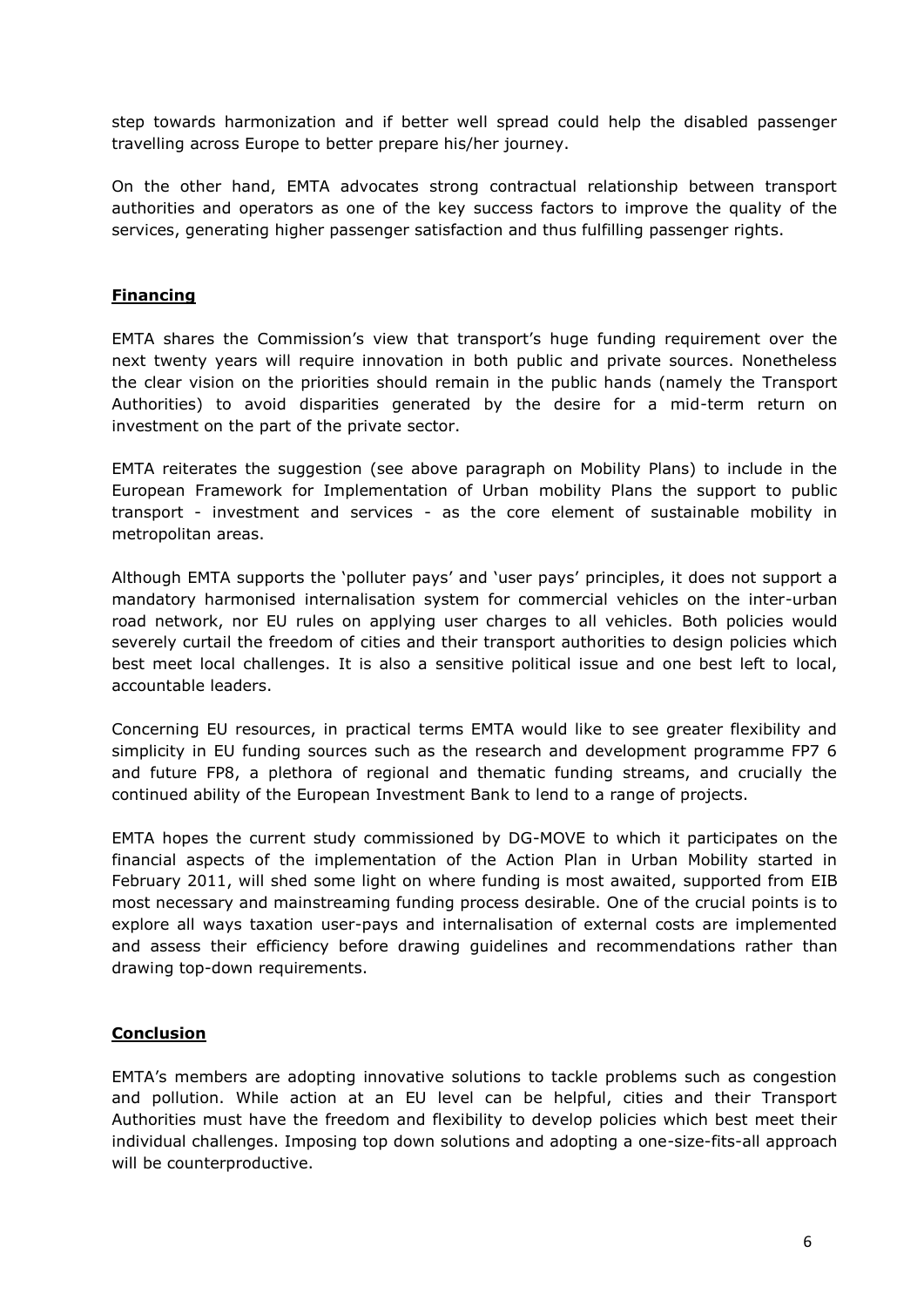step towards harmonization and if better well spread could help the disabled passenger travelling across Europe to better prepare his/her journey.

On the other hand, EMTA advocates strong contractual relationship between transport authorities and operators as one of the key success factors to improve the quality of the services, generating higher passenger satisfaction and thus fulfilling passenger rights.

## Financing

EMTA shares the Commission's view that transport's huge funding requirement over the next twenty years will require innovation in both public and private sources. Nonetheless the clear vision on the priorities should remain in the public hands (namely the Transport Authorities) to avoid disparities generated by the desire for a mid-term return on investment on the part of the private sector.

EMTA reiterates the suggestion (see above paragraph on Mobility Plans) to include in the European Framework for Implementation of Urban mobility Plans the support to public transport - investment and services - as the core element of sustainable mobility in metropolitan areas.

Although EMTA supports the 'polluter pays' and 'user pays' principles, it does not support a mandatory harmonised internalisation system for commercial vehicles on the inter-urban road network, nor EU rules on applying user charges to all vehicles. Both policies would severely curtail the freedom of cities and their transport authorities to design policies which best meet local challenges. It is also a sensitive political issue and one best left to local, accountable leaders.

Concerning EU resources, in practical terms EMTA would like to see greater flexibility and simplicity in EU funding sources such as the research and development programme FP7 6 and future FP8, a plethora of regional and thematic funding streams, and crucially the continued ability of the European Investment Bank to lend to a range of projects.

EMTA hopes the current study commissioned by DG-MOVE to which it participates on the financial aspects of the implementation of the Action Plan in Urban Mobility started in February 2011, will shed some light on where funding is most awaited, supported from EIB most necessary and mainstreaming funding process desirable. One of the crucial points is to explore all ways taxation user-pays and internalisation of external costs are implemented and assess their efficiency before drawing guidelines and recommendations rather than drawing top-down requirements.

## Conclusion

EMTA's members are adopting innovative solutions to tackle problems such as congestion and pollution. While action at an EU level can be helpful, cities and their Transport Authorities must have the freedom and flexibility to develop policies which best meet their individual challenges. Imposing top down solutions and adopting a one-size-fits-all approach will be counterproductive.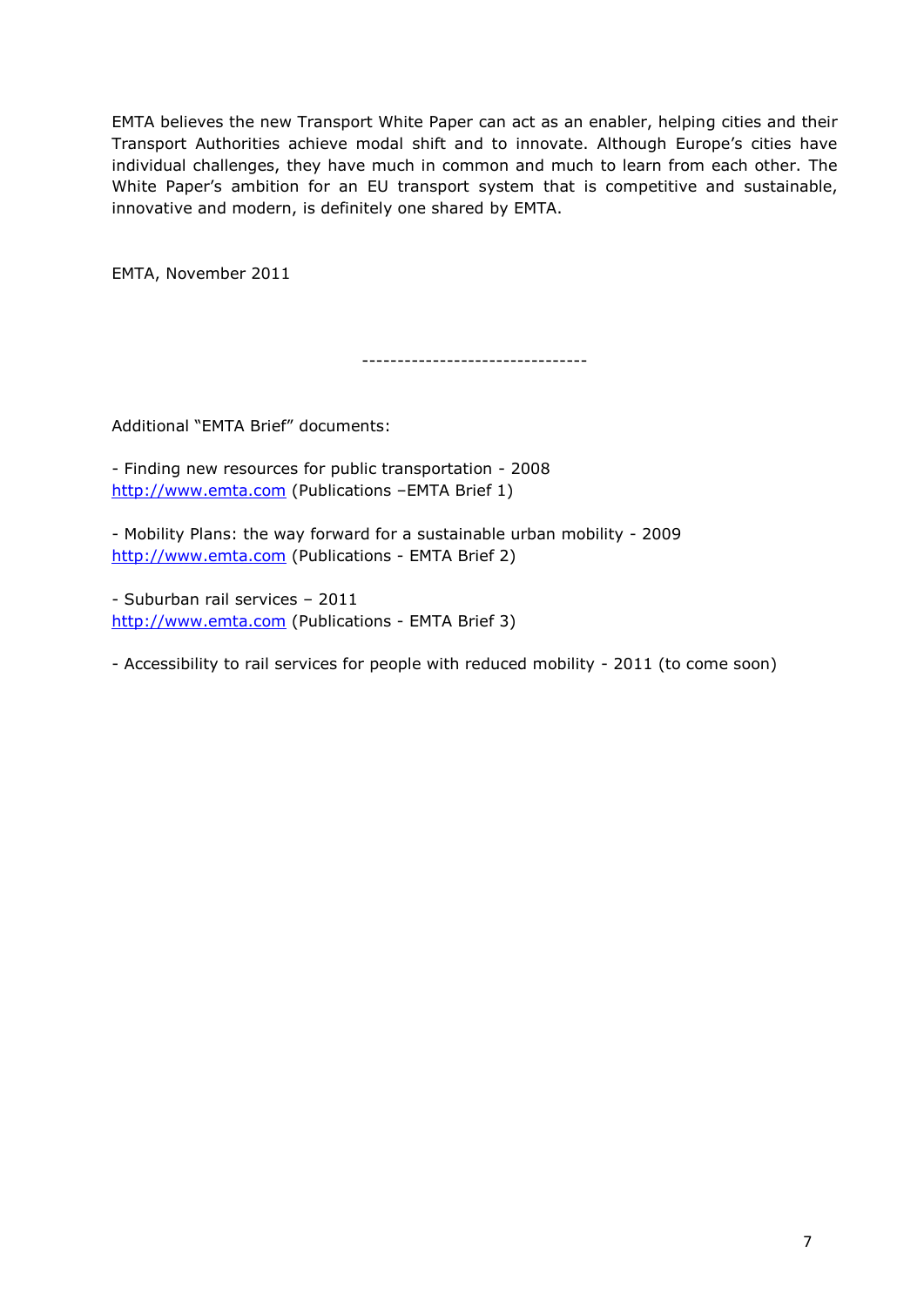EMTA believes the new Transport White Paper can act as an enabler, helping cities and their Transport Authorities achieve modal shift and to innovate. Although Europe's cities have individual challenges, they have much in common and much to learn from each other. The White Paper's ambition for an EU transport system that is competitive and sustainable, innovative and modern, is definitely one shared by EMTA.

EMTA, November 2011

--------------------------------

Additional "EMTA Brief" documents:

- Finding new resources for public transportation - 2008
http://www.emta.com (Publications –EMTA Brief 1)

- Mobility Plans: the way forward for a sustainable urban mobility - 2009
http://www.emta.com (Publications - EMTA Brief 2)

- Suburban rail services – 2011
http://www.emta.com (Publications - EMTA Brief 3)

- Accessibility to rail services for people with reduced mobility - 2011 (to come soon)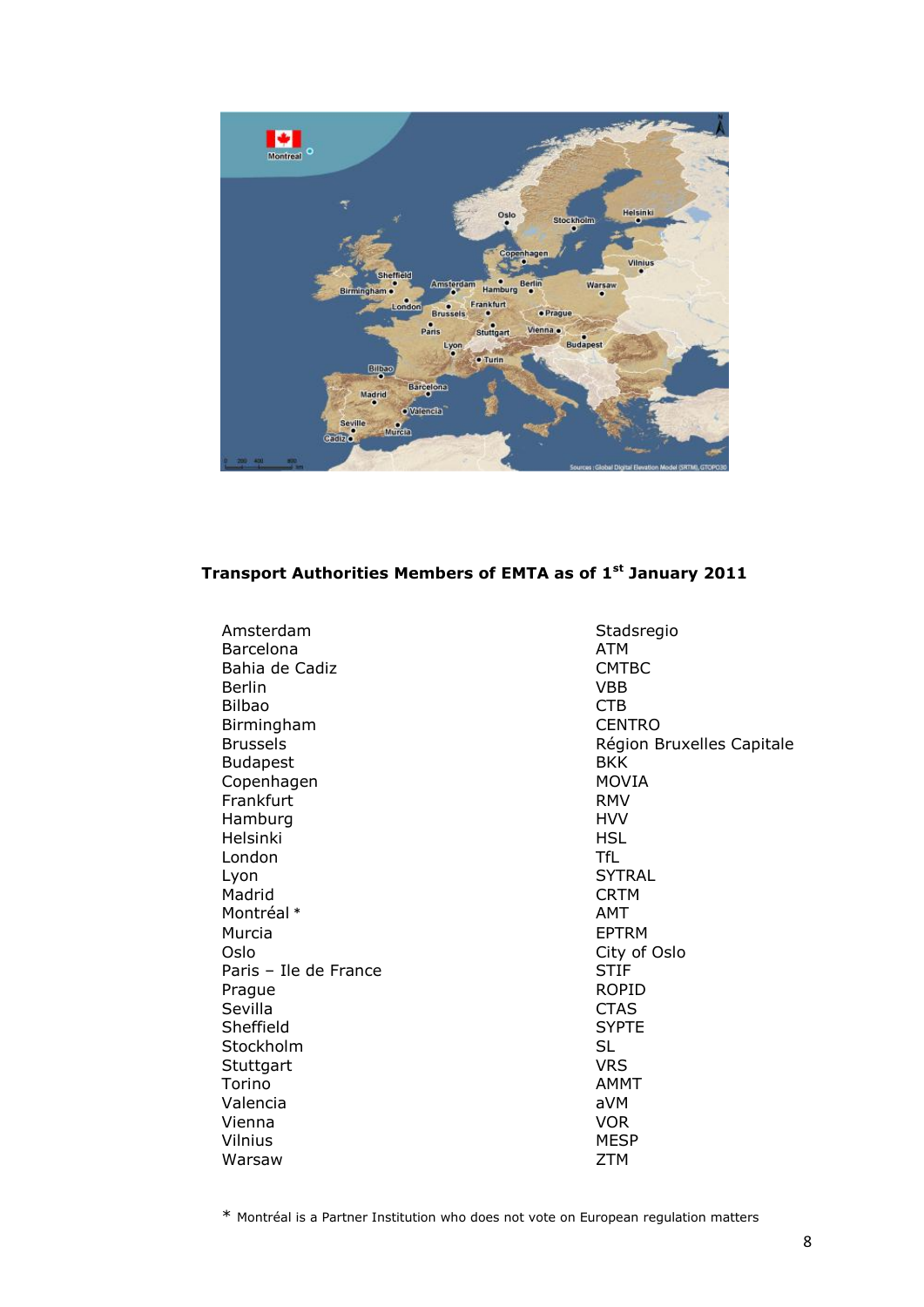Montreal

Oslo

Stockholm

Helsinki

Copenhagen

Vilnius

Sheffield

Amsterdam

Hamburg

Berlin

Warsaw

Birmingham

London

Brussels

Frankfurt

Prague

Paris

Stuttgart

Vienna

Budapest

Lyon

Turin

Bilbao

Barcelona

Madrid

Valencia

Seville

Murcia

Cadiz

Sources : Global Digital Elevation Model (SRTM), GTOPO30

### Transport Authorities Members of EMTA as of 1st January 2011

| | |
|---|---|
| Amsterdam | Stadsregio |
| Barcelona | ATM |
| Bahia de Cadiz | CMTBC |
| Berlin | VBB |
| Bilbao | CTB |
| Birmingham | CENTRO |
| Brussels | Région Bruxelles Capitale |
| Budapest | BKK |
| Copenhagen | MOVIA |
| Frankfurt | RMV |
| Hamburg | HVV |
| Helsinki | HSL |
| London | TfL |
| Lyon | SYTRAL |
| Madrid | CRTM |
| Montréal * | AMT |
| Murcia | EPTRM |
| Oslo | City of Oslo |
| Paris – Ile de France | STIF |
| Prague | ROPID |
| Sevilla | CTAS |
| Sheffield | SYPTE |
| Stockholm | SL |
| Stuttgart | VRS |
| Torino | AMMT |
| Valencia | aVM |
| Vienna | VOR |
| Vilnius | MESP |
| Warsaw | ZTM |

* Montréal is a Partner Institution who does not vote on European regulation matters